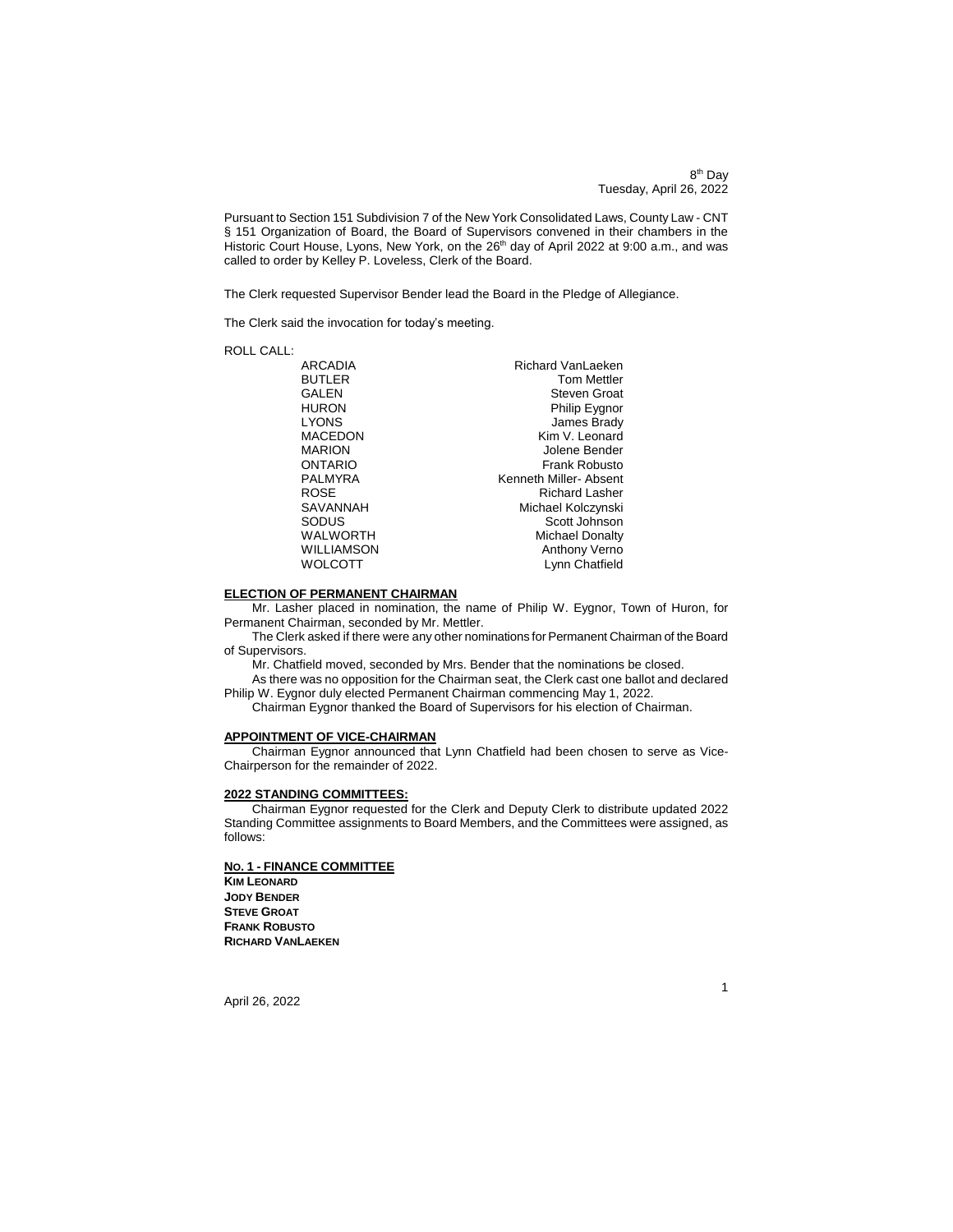8th Day
Tuesday, April 26, 2022

Pursuant to Section 151 Subdivision 7 of the New York Consolidated Laws, County Law - CNT § 151 Organization of Board, the Board of Supervisors convened in their chambers in the Historic Court House, Lyons, New York, on the 26th day of April 2022 at 9:00 a.m., and was called to order by Kelley P. Loveless, Clerk of the Board.

The Clerk requested Supervisor Bender lead the Board in the Pledge of Allegiance.

The Clerk said the invocation for today's meeting.

ROLL CALL:

| | |
|---|---|
| ARCADIA | Richard VanLaeken |
| BUTLER | Tom Mettler |
| GALEN | Steven Groat |
| HURON | Philip Eygnor |
| LYONS | James Brady |
| MACEDON | Kim V. Leonard |
| MARION | Jolene Bender |
| ONTARIO | Frank Robusto |
| PALMYRA | Kenneth Miller- Absent |
| ROSE | Richard Lasher |
| SAVANNAH | Michael Kolczynski |
| SODUS | Scott Johnson |
| WALWORTH | Michael Donalty |
| WILLIAMSON | Anthony Verno |
| WOLCOTT | Lynn Chatfield |

**ELECTION OF PERMANENT CHAIRMAN**

Mr. Lasher placed in nomination, the name of Philip W. Eygnor, Town of Huron, for Permanent Chairman, seconded by Mr. Mettler.

The Clerk asked if there were any other nominations for Permanent Chairman of the Board of Supervisors.

Mr. Chatfield moved, seconded by Mrs. Bender that the nominations be closed.

As there was no opposition for the Chairman seat, the Clerk cast one ballot and declared Philip W. Eygnor duly elected Permanent Chairman commencing May 1, 2022.

Chairman Eygnor thanked the Board of Supervisors for his election of Chairman.

**APPOINTMENT OF VICE-CHAIRMAN**

Chairman Eygnor announced that Lynn Chatfield had been chosen to serve as Vice-Chairperson for the remainder of 2022.

**2022 STANDING COMMITTEES:**

Chairman Eygnor requested for the Clerk and Deputy Clerk to distribute updated 2022 Standing Committee assignments to Board Members, and the Committees were assigned, as follows:

**NO. 1 - FINANCE COMMITTEE**

**KIM LEONARD**
**JODY BENDER**
**STEVE GROAT**
**FRANK ROBUSTO**
**RICHARD VANLAEKEN**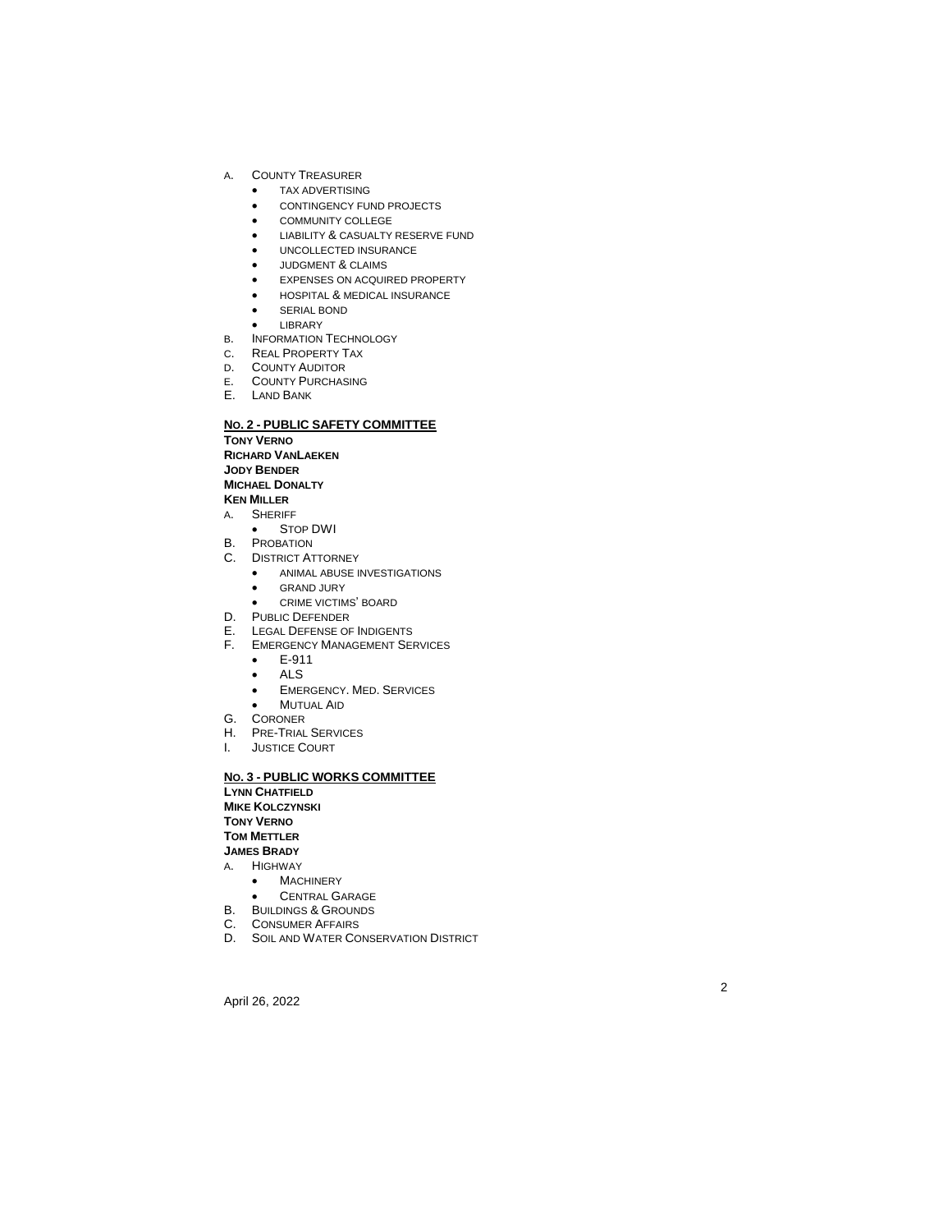A. COUNTY TREASURER
    - TAX ADVERTISING
    - CONTINGENCY FUND PROJECTS
    - COMMUNITY COLLEGE
    - LIABILITY & CASUALTY RESERVE FUND
    - UNCOLLECTED INSURANCE
    - JUDGMENT & CLAIMS
    - EXPENSES ON ACQUIRED PROPERTY
    - HOSPITAL & MEDICAL INSURANCE
    - SERIAL BOND
    - LIBRARY
B. INFORMATION TECHNOLOGY
C. REAL PROPERTY TAX
D. COUNTY AUDITOR
E. COUNTY PURCHASING
E. LAND BANK

**NO. 2 - PUBLIC SAFETY COMMITTEE**

**TONY VERNO**
**RICHARD VANLAEKEN**
**JODY BENDER**
**MICHAEL DONALTY**
**KEN MILLER**

A. SHERIFF
    - STOP DWI
B. PROBATION
C. DISTRICT ATTORNEY
    - ANIMAL ABUSE INVESTIGATIONS
    - GRAND JURY
    - CRIME VICTIMS' BOARD
D. PUBLIC DEFENDER
E. LEGAL DEFENSE OF INDIGENTS
F. EMERGENCY MANAGEMENT SERVICES
    - E-911
    - ALS
    - EMERGENCY. MED. SERVICES
    - MUTUAL AID
G. CORONER
H. PRE-TRIAL SERVICES
I. JUSTICE COURT

**NO. 3 - PUBLIC WORKS COMMITTEE**

**LYNN CHATFIELD**
**MIKE KOLCZYNSKI**
**TONY VERNO**
**TOM METTLER**
**JAMES BRADY**

A. HIGHWAY
    - MACHINERY
    - CENTRAL GARAGE
B. BUILDINGS & GROUNDS
C. CONSUMER AFFAIRS
D. SOIL AND WATER CONSERVATION DISTRICT

April 26, 2022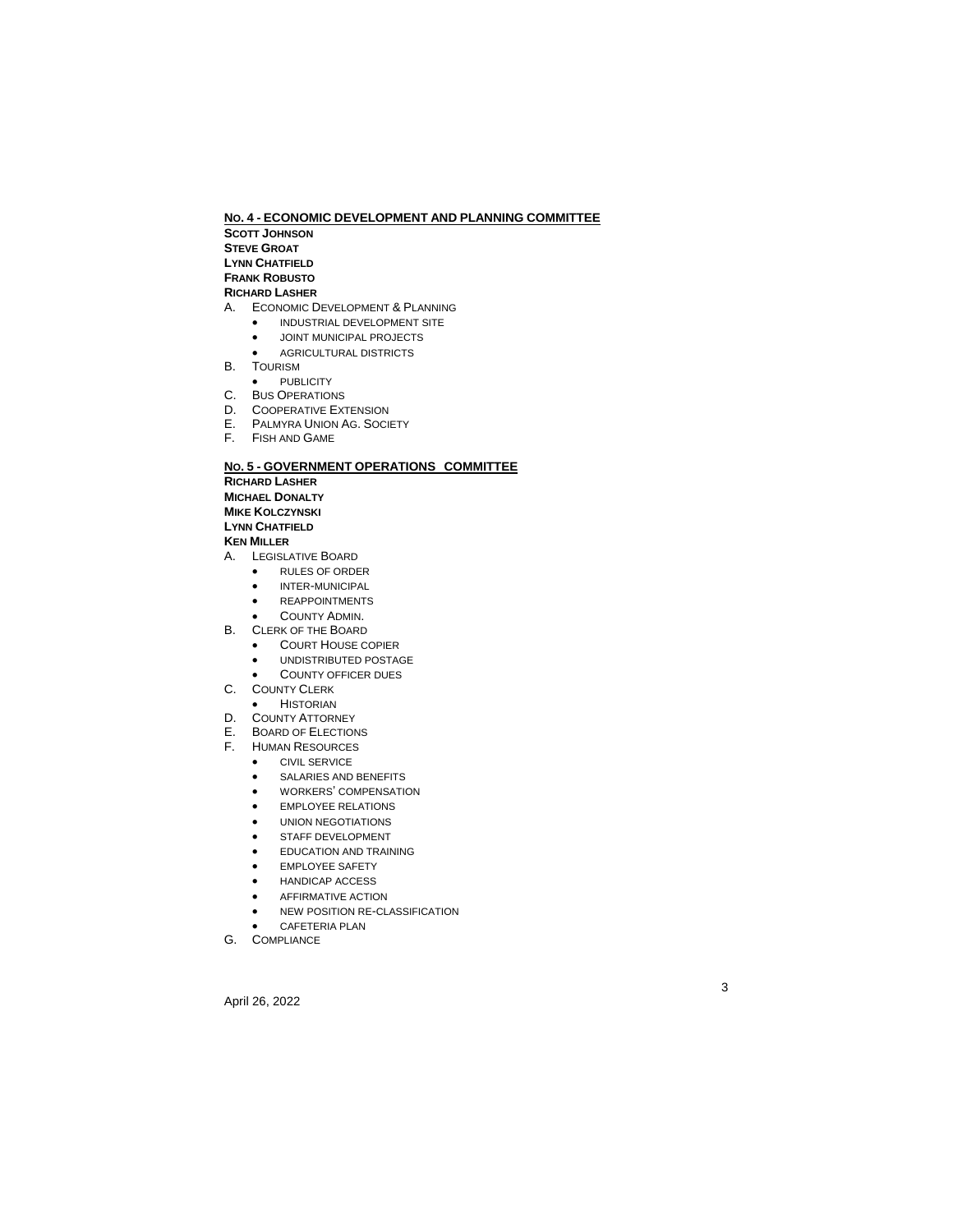## NO. 4 - ECONOMIC DEVELOPMENT AND PLANNING COMMITTEE

**SCOTT JOHNSON**
**STEVE GROAT**
**LYNN CHATFIELD**
**FRANK ROBUSTO**
**RICHARD LASHER**

A. ECONOMIC DEVELOPMENT & PLANNING
   - INDUSTRIAL DEVELOPMENT SITE
   - JOINT MUNICIPAL PROJECTS
   - AGRICULTURAL DISTRICTS

B. TOURISM
   - PUBLICITY

C. BUS OPERATIONS

D. COOPERATIVE EXTENSION

E. PALMYRA UNION AG. SOCIETY

F. FISH AND GAME

## NO. 5 - GOVERNMENT OPERATIONS COMMITTEE

**RICHARD LASHER**
**MICHAEL DONALTY**
**MIKE KOLCZYNSKI**
**LYNN CHATFIELD**
**KEN MILLER**

A. LEGISLATIVE BOARD
   - RULES OF ORDER
   - INTER-MUNICIPAL
   - REAPPOINTMENTS
   - COUNTY ADMIN.

B. CLERK OF THE BOARD
   - COURT HOUSE COPIER
   - UNDISTRIBUTED POSTAGE
   - COUNTY OFFICER DUES

C. COUNTY CLERK
   - HISTORIAN

D. COUNTY ATTORNEY

E. BOARD OF ELECTIONS

F. HUMAN RESOURCES
   - CIVIL SERVICE
   - SALARIES AND BENEFITS
   - WORKERS' COMPENSATION
   - EMPLOYEE RELATIONS
   - UNION NEGOTIATIONS
   - STAFF DEVELOPMENT
   - EDUCATION AND TRAINING
   - EMPLOYEE SAFETY
   - HANDICAP ACCESS
   - AFFIRMATIVE ACTION
   - NEW POSITION RE-CLASSIFICATION
   - CAFETERIA PLAN

G. COMPLIANCE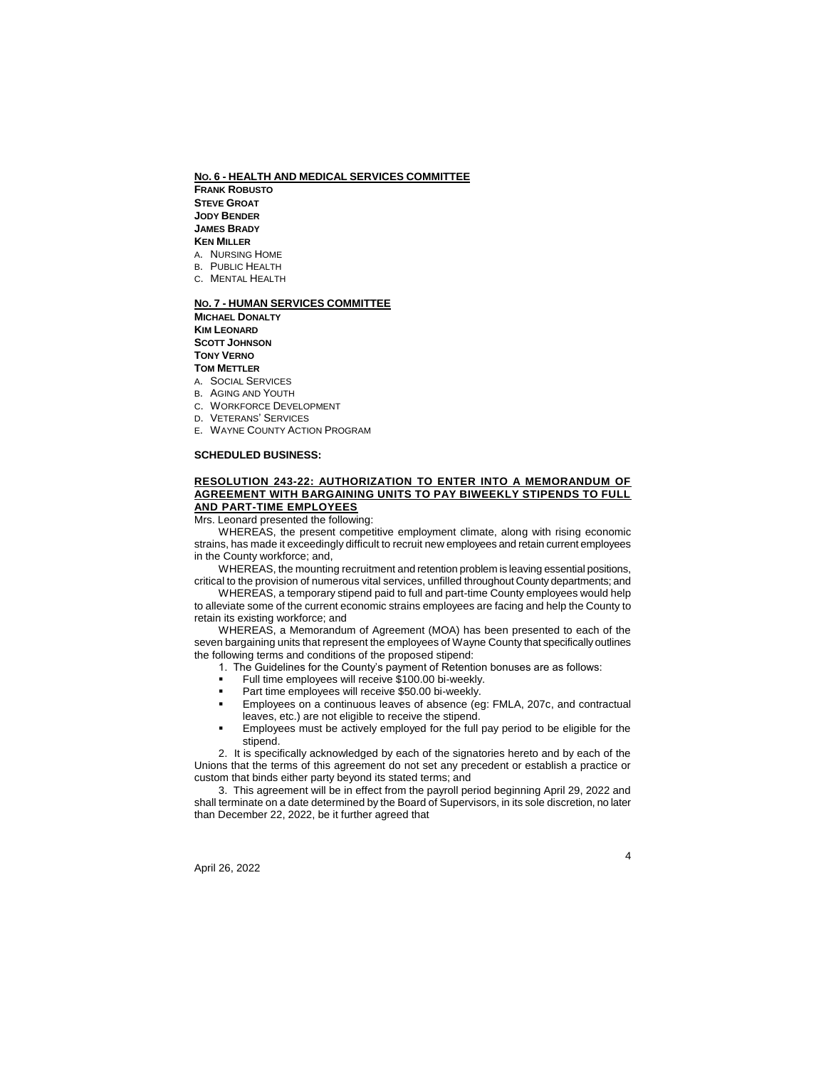**NO. 6 - HEALTH AND MEDICAL SERVICES COMMITTEE**

**FRANK ROBUSTO**
**STEVE GROAT**
**JODY BENDER**
**JAMES BRADY**
**KEN MILLER**

A. NURSING HOME
B. PUBLIC HEALTH
C. MENTAL HEALTH

**NO. 7 - HUMAN SERVICES COMMITTEE**

**MICHAEL DONALTY**
**KIM LEONARD**
**SCOTT JOHNSON**
**TONY VERNO**
**TOM METTLER**

A. SOCIAL SERVICES
B. AGING AND YOUTH
C. WORKFORCE DEVELOPMENT
D. VETERANS' SERVICES
E. WAYNE COUNTY ACTION PROGRAM

**SCHEDULED BUSINESS:**

**RESOLUTION 243-22: AUTHORIZATION TO ENTER INTO A MEMORANDUM OF AGREEMENT WITH BARGAINING UNITS TO PAY BIWEEKLY STIPENDS TO FULL AND PART-TIME EMPLOYEES**

Mrs. Leonard presented the following:

WHEREAS, the present competitive employment climate, along with rising economic strains, has made it exceedingly difficult to recruit new employees and retain current employees in the County workforce; and,

WHEREAS, the mounting recruitment and retention problem is leaving essential positions, critical to the provision of numerous vital services, unfilled throughout County departments; and

WHEREAS, a temporary stipend paid to full and part-time County employees would help to alleviate some of the current economic strains employees are facing and help the County to retain its existing workforce; and

WHEREAS, a Memorandum of Agreement (MOA) has been presented to each of the seven bargaining units that represent the employees of Wayne County that specifically outlines the following terms and conditions of the proposed stipend:

1. The Guidelines for the County's payment of Retention bonuses are as follows:
   - Full time employees will receive $100.00 bi-weekly.
   - Part time employees will receive $50.00 bi-weekly.
   - Employees on a continuous leaves of absence (eg: FMLA, 207c, and contractual leaves, etc.) are not eligible to receive the stipend.
   - Employees must be actively employed for the full pay period to be eligible for the stipend.

2. It is specifically acknowledged by each of the signatories hereto and by each of the Unions that the terms of this agreement do not set any precedent or establish a practice or custom that binds either party beyond its stated terms; and

3. This agreement will be in effect from the payroll period beginning April 29, 2022 and shall terminate on a date determined by the Board of Supervisors, in its sole discretion, no later than December 22, 2022, be it further agreed that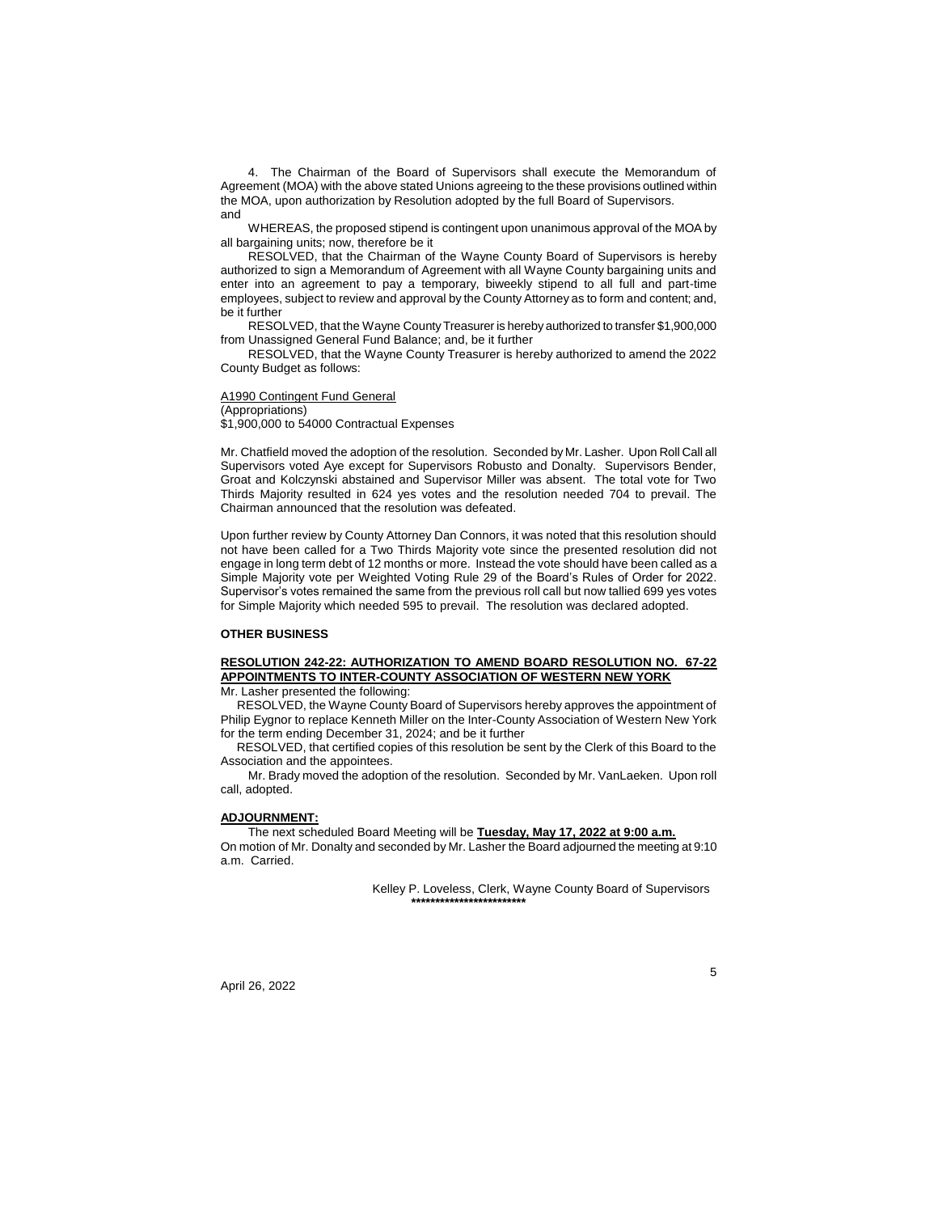4. The Chairman of the Board of Supervisors shall execute the Memorandum of Agreement (MOA) with the above stated Unions agreeing to the these provisions outlined within the MOA, upon authorization by Resolution adopted by the full Board of Supervisors.
and

WHEREAS, the proposed stipend is contingent upon unanimous approval of the MOA by all bargaining units; now, therefore be it

RESOLVED, that the Chairman of the Wayne County Board of Supervisors is hereby authorized to sign a Memorandum of Agreement with all Wayne County bargaining units and enter into an agreement to pay a temporary, biweekly stipend to all full and part-time employees, subject to review and approval by the County Attorney as to form and content; and, be it further

RESOLVED, that the Wayne County Treasurer is hereby authorized to transfer $1,900,000 from Unassigned General Fund Balance; and, be it further

RESOLVED, that the Wayne County Treasurer is hereby authorized to amend the 2022 County Budget as follows:

<u>A1990 Contingent Fund General</u>
(Appropriations)
$1,900,000 to 54000 Contractual Expenses

Mr. Chatfield moved the adoption of the resolution. Seconded by Mr. Lasher. Upon Roll Call all Supervisors voted Aye except for Supervisors Robusto and Donalty. Supervisors Bender, Groat and Kolczynski abstained and Supervisor Miller was absent. The total vote for Two Thirds Majority resulted in 624 yes votes and the resolution needed 704 to prevail. The Chairman announced that the resolution was defeated.

Upon further review by County Attorney Dan Connors, it was noted that this resolution should not have been called for a Two Thirds Majority vote since the presented resolution did not engage in long term debt of 12 months or more. Instead the vote should have been called as a Simple Majority vote per Weighted Voting Rule 29 of the Board's Rules of Order for 2022. Supervisor's votes remained the same from the previous roll call but now tallied 699 yes votes for Simple Majority which needed 595 to prevail. The resolution was declared adopted.

**OTHER BUSINESS**

**<u>RESOLUTION 242-22: AUTHORIZATION TO AMEND BOARD RESOLUTION NO. 67-22 APPOINTMENTS TO INTER-COUNTY ASSOCIATION OF WESTERN NEW YORK</u>**

Mr. Lasher presented the following:

RESOLVED, the Wayne County Board of Supervisors hereby approves the appointment of Philip Eygnor to replace Kenneth Miller on the Inter-County Association of Western New York for the term ending December 31, 2024; and be it further

RESOLVED, that certified copies of this resolution be sent by the Clerk of this Board to the Association and the appointees.

Mr. Brady moved the adoption of the resolution. Seconded by Mr. VanLaeken. Upon roll call, adopted.

**<u>ADJOURNMENT:</u>**

The next scheduled Board Meeting will be **<u>Tuesday, May 17, 2022 at 9:00 a.m.</u>**
On motion of Mr. Donalty and seconded by Mr. Lasher the Board adjourned the meeting at 9:10 a.m. Carried.

Kelley P. Loveless, Clerk, Wayne County Board of Supervisors
************************

April 26, 2022